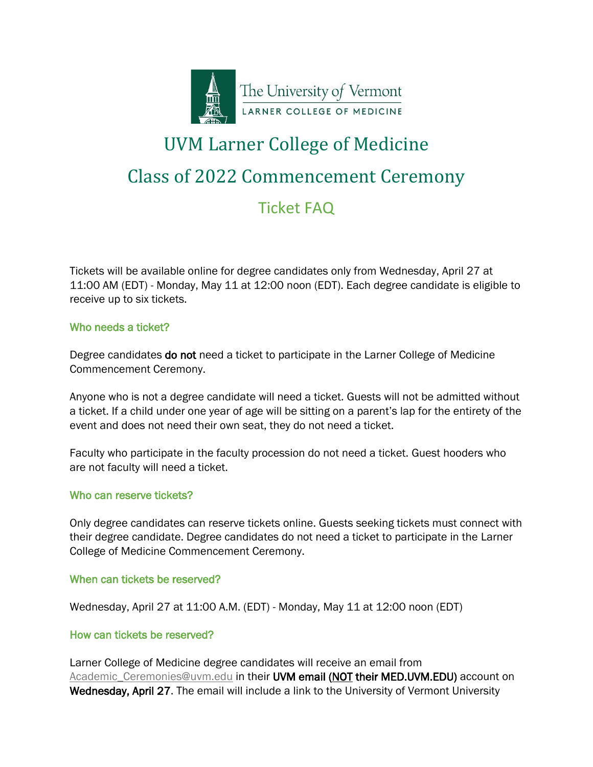The University of Vermont
LARNER COLLEGE OF MEDICINE

# UVM Larner College of Medicine

# Class of 2022 Commencement Ceremony

## Ticket FAQ

Tickets will be available online for degree candidates only from Wednesday, April 27 at 11:00 AM (EDT) - Monday, May 11 at 12:00 noon (EDT). Each degree candidate is eligible to receive up to six tickets.

### Who needs a ticket?

Degree candidates **do not** need a ticket to participate in the Larner College of Medicine Commencement Ceremony.

Anyone who is not a degree candidate will need a ticket. Guests will not be admitted without a ticket. If a child under one year of age will be sitting on a parent's lap for the entirety of the event and does not need their own seat, they do not need a ticket.

Faculty who participate in the faculty procession do not need a ticket. Guest hooders who are not faculty will need a ticket.

### Who can reserve tickets?

Only degree candidates can reserve tickets online. Guests seeking tickets must connect with their degree candidate. Degree candidates do not need a ticket to participate in the Larner College of Medicine Commencement Ceremony.

### When can tickets be reserved?

Wednesday, April 27 at 11:00 A.M. (EDT) - Monday, May 11 at 12:00 noon (EDT)

### How can tickets be reserved?

Larner College of Medicine degree candidates will receive an email from Academic_Ceremonies@uvm.edu in their **UVM email (NOT their MED.UVM.EDU)** account on **Wednesday, April 27**. The email will include a link to the University of Vermont University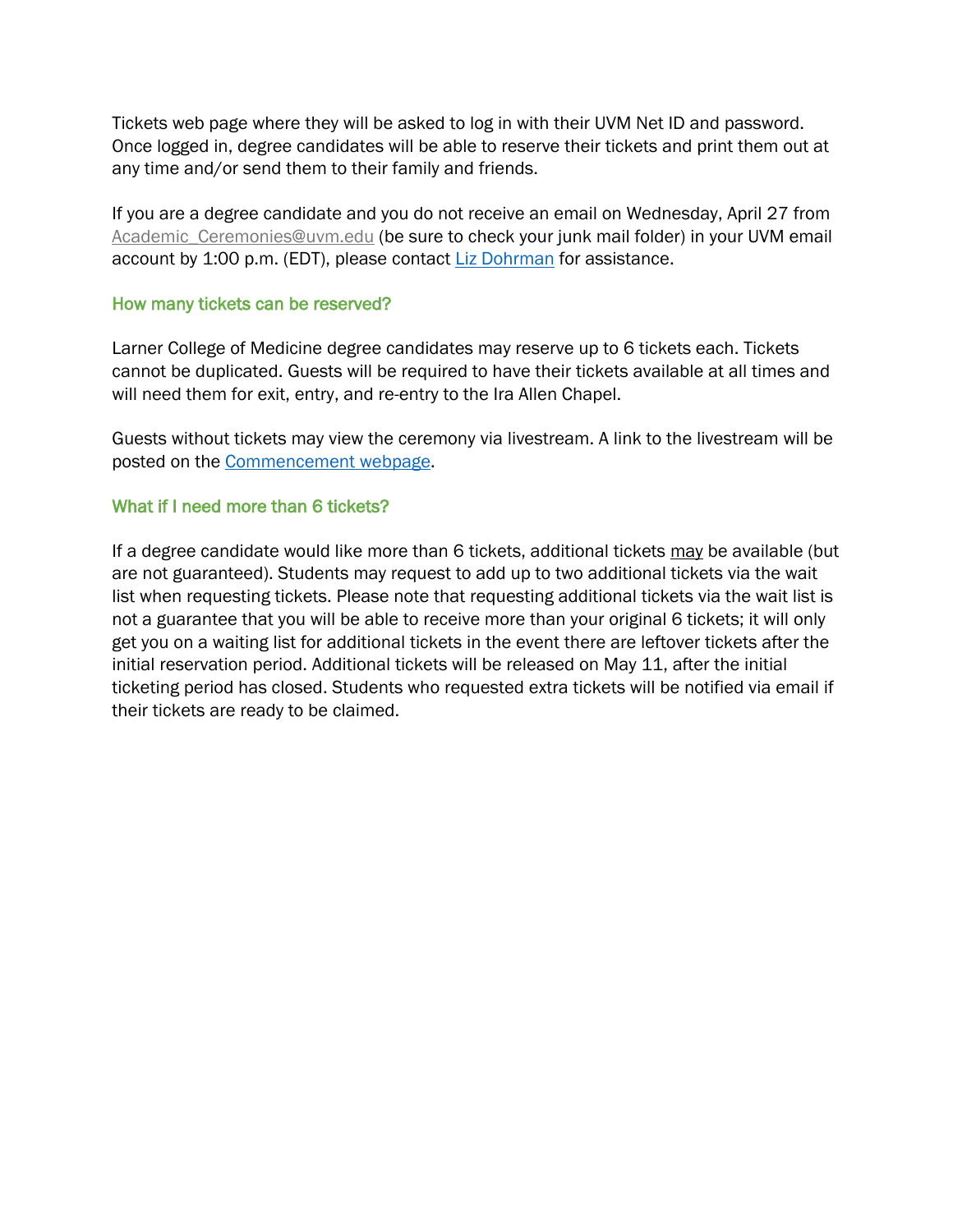Tickets web page where they will be asked to log in with their UVM Net ID and password. Once logged in, degree candidates will be able to reserve their tickets and print them out at any time and/or send them to their family and friends.

If you are a degree candidate and you do not receive an email on Wednesday, April 27 from Academic_Ceremonies@uvm.edu (be sure to check your junk mail folder) in your UVM email account by 1:00 p.m. (EDT), please contact Liz Dohrman for assistance.

### How many tickets can be reserved?

Larner College of Medicine degree candidates may reserve up to 6 tickets each. Tickets cannot be duplicated. Guests will be required to have their tickets available at all times and will need them for exit, entry, and re-entry to the Ira Allen Chapel.

Guests without tickets may view the ceremony via livestream. A link to the livestream will be posted on the Commencement webpage.

### What if I need more than 6 tickets?

If a degree candidate would like more than 6 tickets, additional tickets may be available (but are not guaranteed). Students may request to add up to two additional tickets via the wait list when requesting tickets. Please note that requesting additional tickets via the wait list is not a guarantee that you will be able to receive more than your original 6 tickets; it will only get you on a waiting list for additional tickets in the event there are leftover tickets after the initial reservation period. Additional tickets will be released on May 11, after the initial ticketing period has closed. Students who requested extra tickets will be notified via email if their tickets are ready to be claimed.